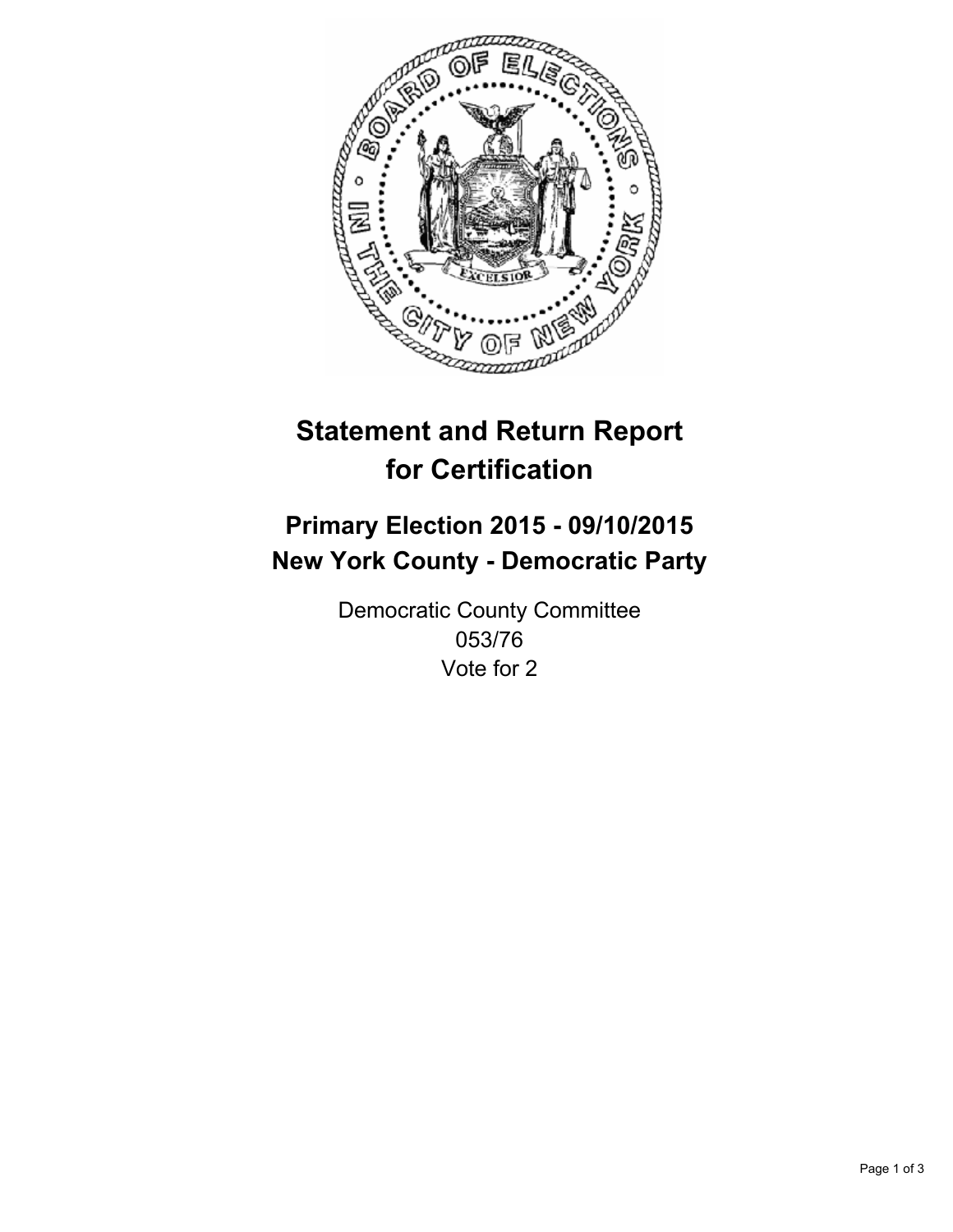# Statement and Return Report for Certification

## Primary Election 2015 - 09/10/2015
## New York County - Democratic Party

Democratic County Committee
053/76
Vote for 2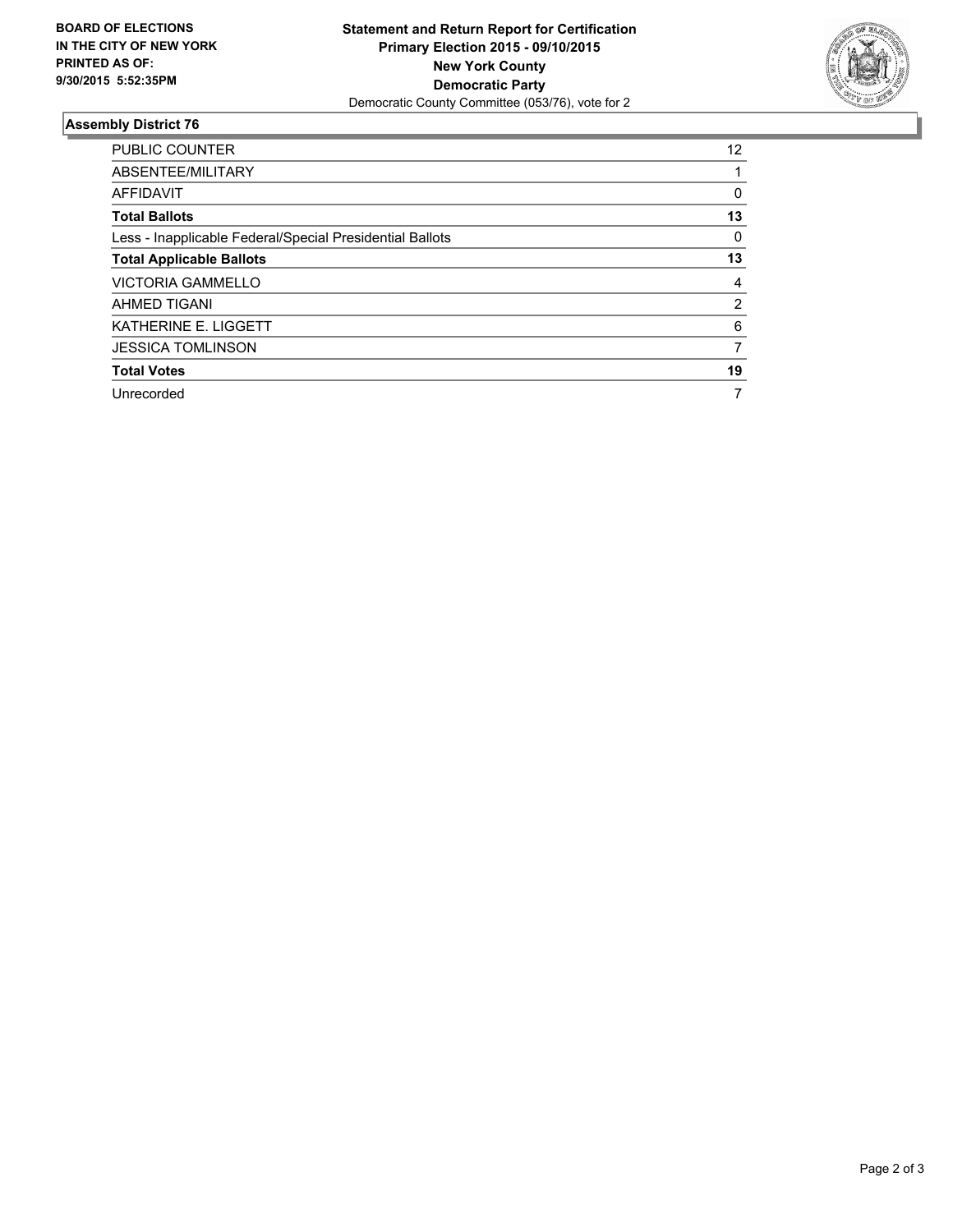**BOARD OF ELECTIONS IN THE CITY OF NEW YORK PRINTED AS OF: 9/30/2015 5:52:35PM**

**Statement and Return Report for Certification**
**Primary Election 2015 - 09/10/2015**
**New York County**
**Democratic Party**
Democratic County Committee (053/76), vote for 2

## Assembly District 76

| | |
|---|---|
| PUBLIC COUNTER | 12 |
| ABSENTEE/MILITARY | 1 |
| AFFIDAVIT | 0 |
| **Total Ballots** | **13** |
| Less - Inapplicable Federal/Special Presidential Ballots | 0 |
| **Total Applicable Ballots** | **13** |
| VICTORIA GAMMELLO | 4 |
| AHMED TIGANI | 2 |
| KATHERINE E. LIGGETT | 6 |
| JESSICA TOMLINSON | 7 |
| **Total Votes** | **19** |
| Unrecorded | 7 |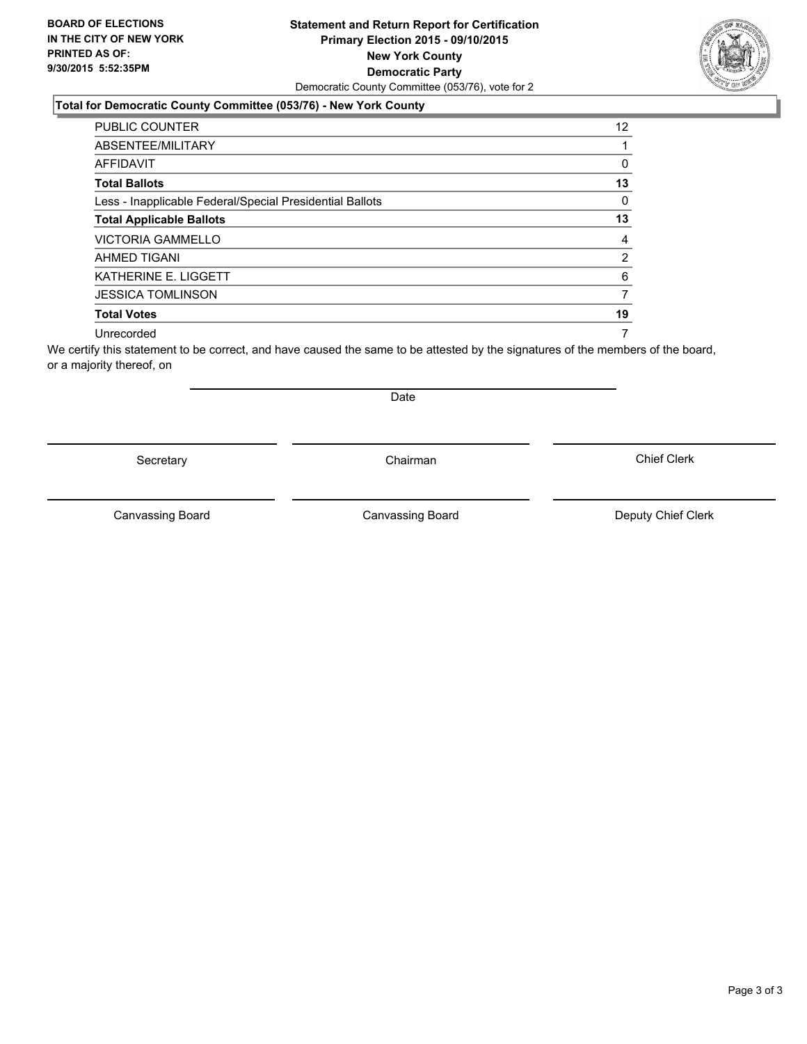**BOARD OF ELECTIONS IN THE CITY OF NEW YORK**
**PRINTED AS OF: 9/30/2015 5:52:35PM**

**Statement and Return Report for Certification**
**Primary Election 2015 - 09/10/2015**
**New York County**
**Democratic Party**
Democratic County Committee (053/76), vote for 2

### Total for Democratic County Committee (053/76) - New York County

| | |
|---|---|
| PUBLIC COUNTER | 12 |
| ABSENTEE/MILITARY | 1 |
| AFFIDAVIT | 0 |
| **Total Ballots** | **13** |
| Less - Inapplicable Federal/Special Presidential Ballots | 0 |
| **Total Applicable Ballots** | **13** |
| VICTORIA GAMMELLO | 4 |
| AHMED TIGANI | 2 |
| KATHERINE E. LIGGETT | 6 |
| JESSICA TOMLINSON | 7 |
| **Total Votes** | **19** |
| Unrecorded | 7 |

We certify this statement to be correct, and have caused the same to be attested by the signatures of the members of the board, or a majority thereof, on

Date

Secretary

Chairman

Chief Clerk

Canvassing Board

Canvassing Board

Deputy Chief Clerk